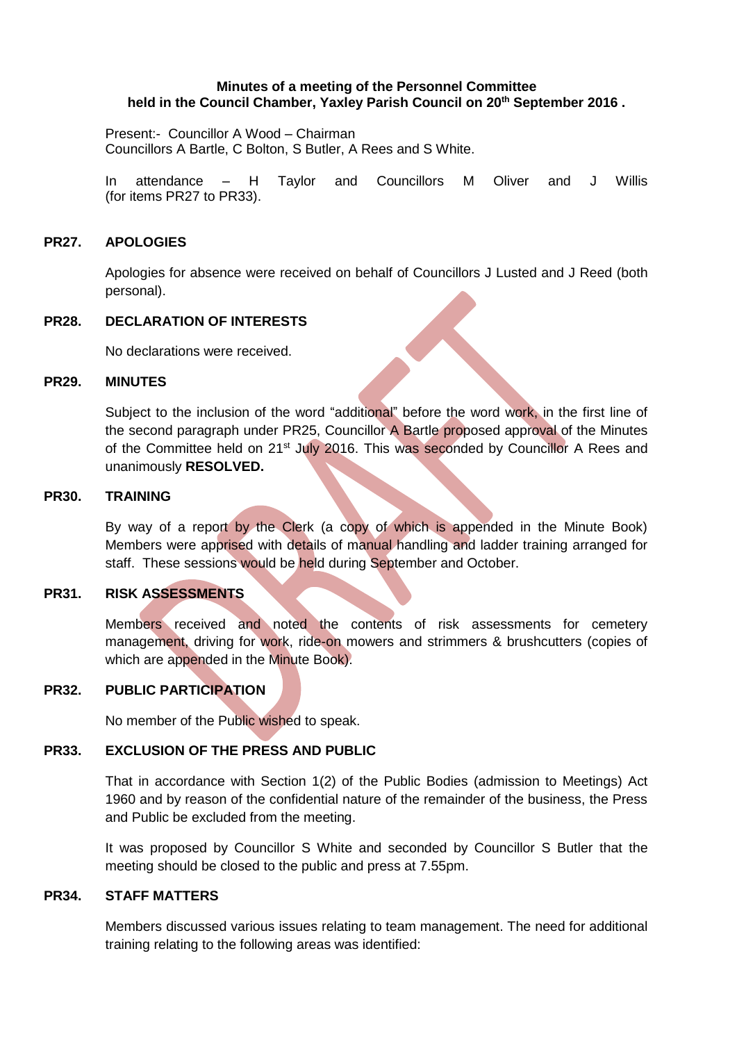**Minutes of a meeting of the Personnel Committee held in the Council Chamber, Yaxley Parish Council on 20th September 2016 .**

Present:- Councillor A Wood – Chairman
Councillors A Bartle, C Bolton, S Butler, A Rees and S White.

In attendance – H Taylor and Councillors M Oliver and J Willis (for items PR27 to PR33).

**PR27. APOLOGIES**

Apologies for absence were received on behalf of Councillors J Lusted and J Reed (both personal).

**PR28. DECLARATION OF INTERESTS**

No declarations were received.

**PR29. MINUTES**

Subject to the inclusion of the word "additional" before the word work, in the first line of the second paragraph under PR25, Councillor A Bartle proposed approval of the Minutes of the Committee held on 21st July 2016. This was seconded by Councillor A Rees and unanimously **RESOLVED.**

**PR30. TRAINING**

By way of a report by the Clerk (a copy of which is appended in the Minute Book) Members were apprised with details of manual handling and ladder training arranged for staff. These sessions would be held during September and October.

**PR31. RISK ASSESSMENTS**

Members received and noted the contents of risk assessments for cemetery management, driving for work, ride-on mowers and strimmers & brushcutters (copies of which are appended in the Minute Book).

**PR32. PUBLIC PARTICIPATION**

No member of the Public wished to speak.

**PR33. EXCLUSION OF THE PRESS AND PUBLIC**

That in accordance with Section 1(2) of the Public Bodies (admission to Meetings) Act 1960 and by reason of the confidential nature of the remainder of the business, the Press and Public be excluded from the meeting.

It was proposed by Councillor S White and seconded by Councillor S Butler that the meeting should be closed to the public and press at 7.55pm.

**PR34. STAFF MATTERS**

Members discussed various issues relating to team management. The need for additional training relating to the following areas was identified: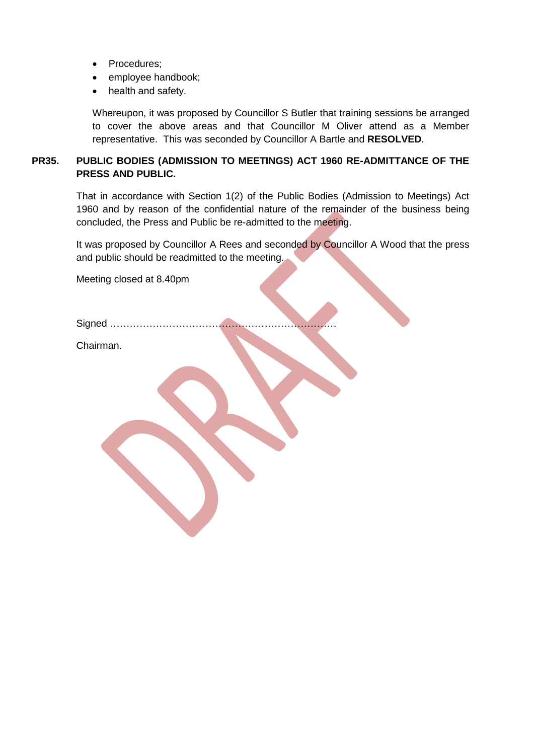- Procedures;
- employee handbook;
- health and safety.

Whereupon, it was proposed by Councillor S Butler that training sessions be arranged to cover the above areas and that Councillor M Oliver attend as a Member representative. This was seconded by Councillor A Bartle and **RESOLVED**.

**PR35. PUBLIC BODIES (ADMISSION TO MEETINGS) ACT 1960 RE-ADMITTANCE OF THE PRESS AND PUBLIC.**

That in accordance with Section 1(2) of the Public Bodies (Admission to Meetings) Act 1960 and by reason of the confidential nature of the remainder of the business being concluded, the Press and Public be re-admitted to the meeting.

It was proposed by Councillor A Rees and seconded by Councillor A Wood that the press and public should be readmitted to the meeting.

Meeting closed at 8.40pm

Signed ……………………………………………………………

Chairman.

DRAFT